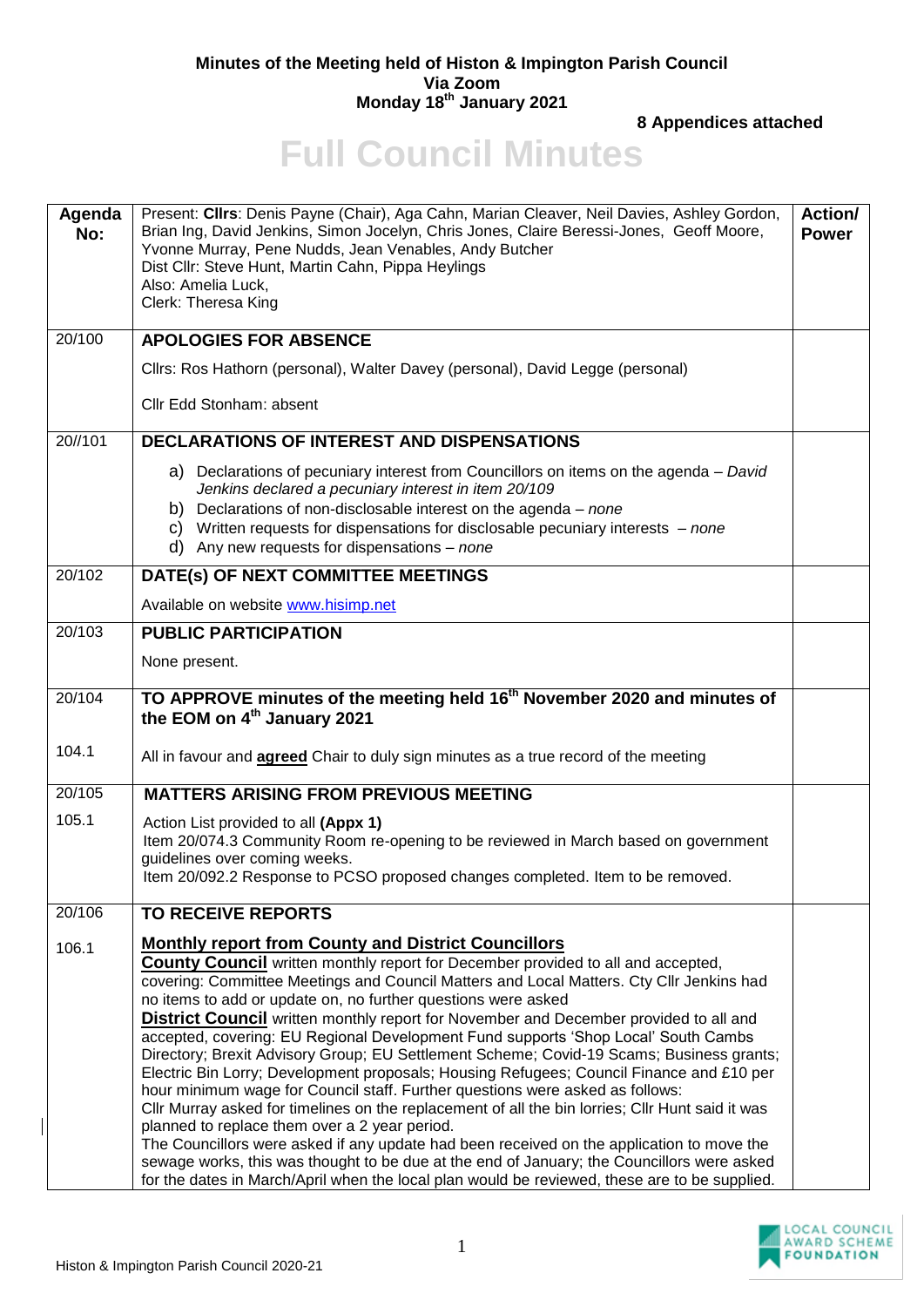**Minutes of the Meeting held of Histon & Impington Parish Council**
**Via Zoom**
**Monday 18th January 2021**

**8 Appendices attached**

# Full Council Minutes

| Agenda No: | Present: **Cllrs**: Denis Payne (Chair), Aga Cahn, Marian Cleaver, Neil Davies, Ashley Gordon, Brian Ing, David Jenkins, Simon Jocelyn, Chris Jones, Claire Beressi-Jones, Geoff Moore, Yvonne Murray, Pene Nudds, Jean Venables, Andy Butcher<br>Dist Cllr: Steve Hunt, Martin Cahn, Pippa Heylings<br>Also: Amelia Luck,<br>Clerk: Theresa King | Action/ Power |
|---|---|---|
| 20/100 | **APOLOGIES FOR ABSENCE**<br>Cllrs: Ros Hathorn (personal), Walter Davey (personal), David Legge (personal)<br>Cllr Edd Stonham: absent | |
| 20//101 | **DECLARATIONS OF INTEREST AND DISPENSATIONS**<br>a) Declarations of pecuniary interest from Councillors on items on the agenda – *David Jenkins declared a pecuniary interest in item 20/109*<br>b) Declarations of non-disclosable interest on the agenda – *none*<br>c) Written requests for dispensations for disclosable pecuniary interests – *none*<br>d) Any new requests for dispensations – *none* | |
| 20/102 | **DATE(s) OF NEXT COMMITTEE MEETINGS**<br>Available on website www.hisimp.net | |
| 20/103 | **PUBLIC PARTICIPATION**<br>None present. | |
| 20/104 | **TO APPROVE minutes of the meeting held 16th November 2020 and minutes of the EOM on 4th January 2021** | |
| 104.1 | All in favour and **agreed** Chair to duly sign minutes as a true record of the meeting | |
| 20/105 | **MATTERS ARISING FROM PREVIOUS MEETING** | |
| 105.1 | Action List provided to all **(Appx 1)**<br>Item 20/074.3 Community Room re-opening to be reviewed in March based on government guidelines over coming weeks.<br>Item 20/092.2 Response to PCSO proposed changes completed. Item to be removed. | |
| 20/106 | **TO RECEIVE REPORTS** | |
| 106.1 | **Monthly report from County and District Councillors**<br>**County Council** written monthly report for December provided to all and accepted, covering: Committee Meetings and Council Matters and Local Matters. Cty Cllr Jenkins had no items to add or update on, no further questions were asked<br>**District Council** written monthly report for November and December provided to all and accepted, covering: EU Regional Development Fund supports 'Shop Local' South Cambs Directory; Brexit Advisory Group; EU Settlement Scheme; Covid-19 Scams; Business grants; Electric Bin Lorry; Development proposals; Housing Refugees; Council Finance and £10 per hour minimum wage for Council staff. Further questions were asked as follows:<br>Cllr Murray asked for timelines on the replacement of all the bin lorries; Cllr Hunt said it was planned to replace them over a 2 year period.<br>The Councillors were asked if any update had been received on the application to move the sewage works, this was thought to be due at the end of January; the Councillors were asked for the dates in March/April when the local plan would be reviewed, these are to be supplied. | |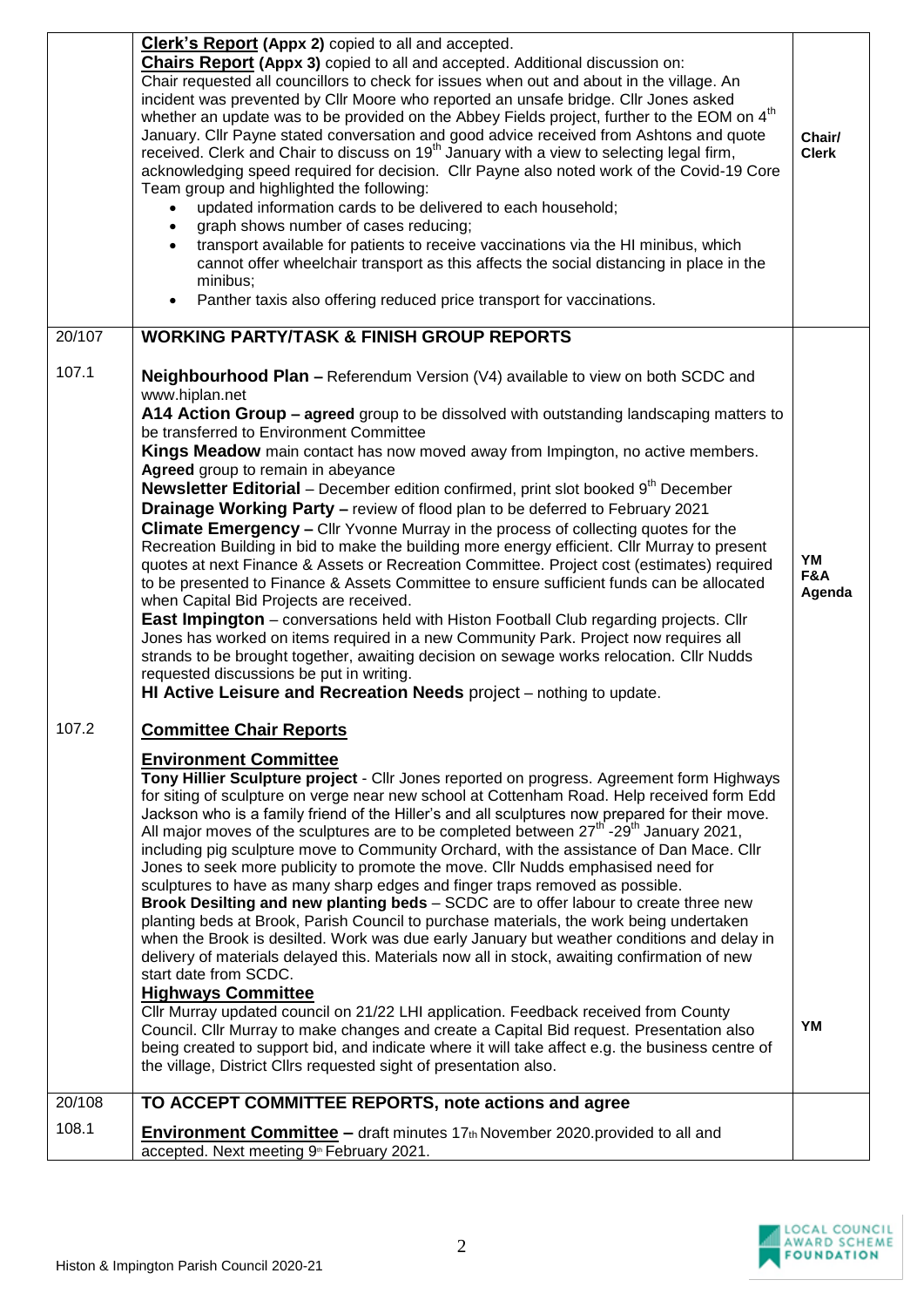|  |  |  |
|---|---|---|
|  | **Clerk's Report (Appx 2)** copied to all and accepted.<br>**Chairs Report (Appx 3)** copied to all and accepted. Additional discussion on:<br>Chair requested all councillors to check for issues when out and about in the village. An incident was prevented by Cllr Moore who reported an unsafe bridge. Cllr Jones asked whether an update was to be provided on the Abbey Fields project, further to the EOM on 4th January. Cllr Payne stated conversation and good advice received from Ashtons and quote received. Clerk and Chair to discuss on 19th January with a view to selecting legal firm, acknowledging speed required for decision. Cllr Payne also noted work of the Covid-19 Core Team group and highlighted the following:<br>• updated information cards to be delivered to each household;<br>• graph shows number of cases reducing;<br>• transport available for patients to receive vaccinations via the HI minibus, which cannot offer wheelchair transport as this affects the social distancing in place in the minibus;<br>• Panther taxis also offering reduced price transport for vaccinations. | Chair/ Clerk |
| 20/107 | **WORKING PARTY/TASK & FINISH GROUP REPORTS** |  |
| 107.1 | **Neighbourhood Plan –** Referendum Version (V4) available to view on both SCDC and www.hiplan.net<br>**A14 Action Group – agreed** group to be dissolved with outstanding landscaping matters to be transferred to Environment Committee<br>**Kings Meadow** main contact has now moved away from Impington, no active members. **Agreed** group to remain in abeyance<br>**Newsletter Editorial** – December edition confirmed, print slot booked 9th December<br>**Drainage Working Party –** review of flood plan to be deferred to February 2021<br>**Climate Emergency –** Cllr Yvonne Murray in the process of collecting quotes for the Recreation Building in bid to make the building more energy efficient. Cllr Murray to present quotes at next Finance & Assets or Recreation Committee. Project cost (estimates) required to be presented to Finance & Assets Committee to ensure sufficient funds can be allocated when Capital Bid Projects are received.<br>**East Impington** – conversations held with Histon Football Club regarding projects. Cllr Jones has worked on items required in a new Community Park. Project now requires all strands to be brought together, awaiting decision on sewage works relocation. Cllr Nudds requested discussions be put in writing.<br>**HI Active Leisure and Recreation Needs** project – nothing to update. | YM F&A Agenda |
| 107.2 | **Committee Chair Reports**<br>**Environment Committee**<br>**Tony Hillier Sculpture project** - Cllr Jones reported on progress. Agreement form Highways for siting of sculpture on verge near new school at Cottenham Road. Help received form Edd Jackson who is a family friend of the Hiller's and all sculptures now prepared for their move. All major moves of the sculptures are to be completed between 27th -29th January 2021, including pig sculpture move to Community Orchard, with the assistance of Dan Mace. Cllr Jones to seek more publicity to promote the move. Cllr Nudds emphasised need for sculptures to have as many sharp edges and finger traps removed as possible.<br>**Brook Desilting and new planting beds** – SCDC are to offer labour to create three new planting beds at Brook, Parish Council to purchase materials, the work being undertaken when the Brook is desilted. Work was due early January but weather conditions and delay in delivery of materials delayed this. Materials now all in stock, awaiting confirmation of new start date from SCDC.<br>**Highways Committee**<br>Cllr Murray updated council on 21/22 LHI application. Feedback received from County Council. Cllr Murray to make changes and create a Capital Bid request. Presentation also being created to support bid, and indicate where it will take affect e.g. the business centre of the village, District Cllrs requested sight of presentation also. | YM |
| 20/108 | **TO ACCEPT COMMITTEE REPORTS, note actions and agree** |  |
| 108.1 | **Environment Committee –** draft minutes 17th November 2020.provided to all and accepted. Next meeting 9th February 2021. |  |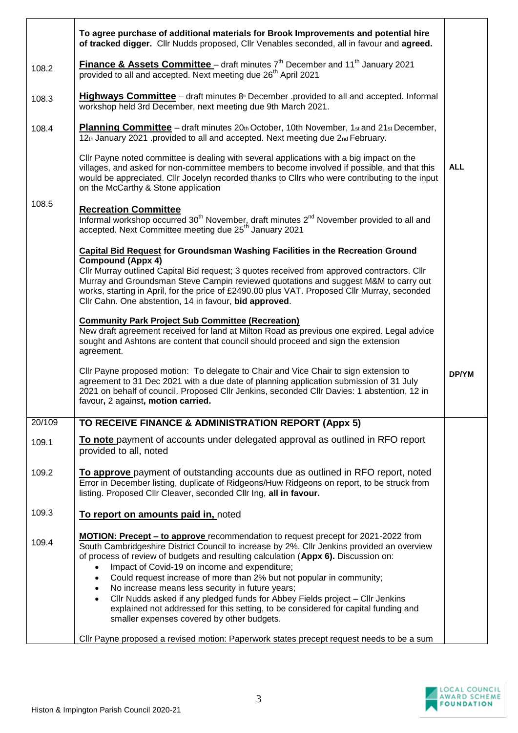| | | |
|---|---|---|
| | **To agree purchase of additional materials for Brook Improvements and potential hire of tracked digger.** Cllr Nudds proposed, Cllr Venables seconded, all in favour and **agreed.** | |
| 108.2 | **Finance & Assets Committee** – draft minutes 7th December and 11th January 2021 provided to all and accepted. Next meeting due 26th April 2021 | |
| 108.3 | **Highways Committee** – draft minutes 8th December .provided to all and accepted. Informal workshop held 3rd December, next meeting due 9th March 2021. | |
| 108.4 | **Planning Committee** – draft minutes 20th October, 10th November, 1st and 21st December, 12th January 2021 .provided to all and accepted. Next meeting due 2nd February.<br><br>Cllr Payne noted committee is dealing with several applications with a big impact on the villages, and asked for non-committee members to become involved if possible, and that this would be appreciated. Cllr Jocelyn recorded thanks to Cllrs who were contributing to the input on the McCarthy & Stone application | **ALL** |
| 108.5 | **Recreation Committee**<br>Informal workshop occurred 30th November, draft minutes 2nd November provided to all and accepted. Next Committee meeting due 25th January 2021<br><br>**Capital Bid Request for Groundsman Washing Facilities in the Recreation Ground Compound (Appx 4)**<br>Cllr Murray outlined Capital Bid request; 3 quotes received from approved contractors. Cllr Murray and Groundsman Steve Campin reviewed quotations and suggest M&M to carry out works, starting in April, for the price of £2490.00 plus VAT. Proposed Cllr Murray, seconded Cllr Cahn. One abstention, 14 in favour, **bid approved**.<br><br>**Community Park Project Sub Committee (Recreation)**<br>New draft agreement received for land at Milton Road as previous one expired. Legal advice sought and Ashtons are content that council should proceed and sign the extension agreement.<br><br>Cllr Payne proposed motion: To delegate to Chair and Vice Chair to sign extension to agreement to 31 Dec 2021 with a due date of planning application submission of 31 July 2021 on behalf of council. Proposed Cllr Jenkins, seconded Cllr Davies: 1 abstention, 12 in favour**,** 2 against**, motion carried.** | **DP/YM** |
| 20/109 | **TO RECEIVE FINANCE & ADMINISTRATION REPORT (Appx 5)** | |
| 109.1 | **To note** payment of accounts under delegated approval as outlined in RFO report provided to all, noted | |
| 109.2 | **To approve** payment of outstanding accounts due as outlined in RFO report, noted<br>Error in December listing, duplicate of Ridgeons/Huw Ridgeons on report, to be struck from listing. Proposed Cllr Cleaver, seconded Cllr Ing, **all in favour.** | |
| 109.3 | **To report on amounts paid in,** noted | |
| 109.4 | **MOTION: Precept – to approve** recommendation to request precept for 2021-2022 from South Cambridgeshire District Council to increase by 2%. Cllr Jenkins provided an overview of process of review of budgets and resulting calculation (**Appx 6).** Discussion on:<br>• Impact of Covid-19 on income and expenditure;<br>• Could request increase of more than 2% but not popular in community;<br>• No increase means less security in future years;<br>• Cllr Nudds asked if any pledged funds for Abbey Fields project – Cllr Jenkins explained not addressed for this setting, to be considered for capital funding and smaller expenses covered by other budgets.<br><br>Cllr Payne proposed a revised motion: Paperwork states precept request needs to be a sum | |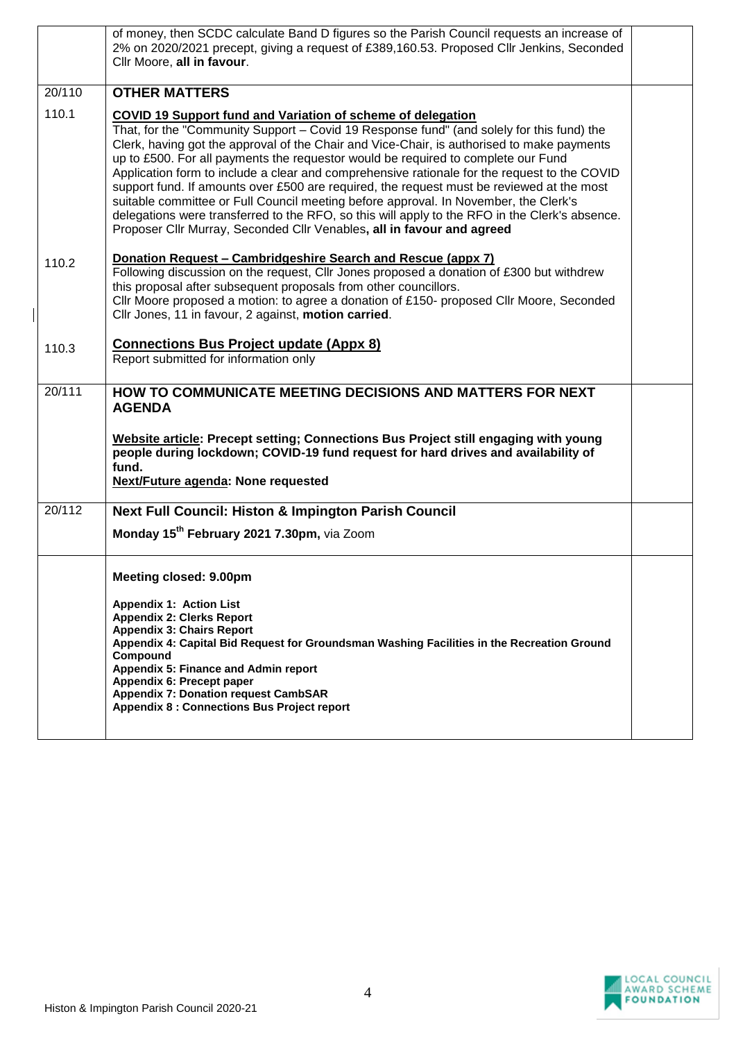| | | |
|---|---|---|
| | of money, then SCDC calculate Band D figures so the Parish Council requests an increase of 2% on 2020/2021 precept, giving a request of £389,160.53. Proposed Cllr Jenkins, Seconded Cllr Moore, **all in favour**. | |
| 20/110 | **OTHER MATTERS** | |
| 110.1 | **COVID 19 Support fund and Variation of scheme of delegation**<br>That, for the "Community Support – Covid 19 Response fund" (and solely for this fund) the Clerk, having got the approval of the Chair and Vice-Chair, is authorised to make payments up to £500. For all payments the requestor would be required to complete our Fund Application form to include a clear and comprehensive rationale for the request to the COVID support fund. If amounts over £500 are required, the request must be reviewed at the most suitable committee or Full Council meeting before approval. In November, the Clerk's delegations were transferred to the RFO, so this will apply to the RFO in the Clerk's absence. Proposer Cllr Murray, Seconded Cllr Venables**, all in favour and agreed** | |
| 110.2 | **Donation Request – Cambridgeshire Search and Rescue (appx 7)**<br>Following discussion on the request, Cllr Jones proposed a donation of £300 but withdrew this proposal after subsequent proposals from other councillors.<br>Cllr Moore proposed a motion: to agree a donation of £150- proposed Cllr Moore, Seconded Cllr Jones, 11 in favour, 2 against, **motion carried**. | |
| 110.3 | **Connections Bus Project update (Appx 8)**<br>Report submitted for information only | |
| 20/111 | **HOW TO COMMUNICATE MEETING DECISIONS AND MATTERS FOR NEXT AGENDA**<br><br>**Website article: Precept setting; Connections Bus Project still engaging with young people during lockdown; COVID-19 fund request for hard drives and availability of fund.**<br>**Next/Future agenda: None requested** | |
| 20/112 | **Next Full Council: Histon & Impington Parish Council**<br>**Monday 15th February 2021 7.30pm,** via Zoom | |
| | **Meeting closed: 9.00pm**<br><br>**Appendix 1: Action List**<br>**Appendix 2: Clerks Report**<br>**Appendix 3: Chairs Report**<br>**Appendix 4: Capital Bid Request for Groundsman Washing Facilities in the Recreation Ground Compound**<br>**Appendix 5: Finance and Admin report**<br>**Appendix 6: Precept paper**<br>**Appendix 7: Donation request CambSAR**<br>**Appendix 8 : Connections Bus Project report** | |

Histon & Impington Parish Council 2020-21